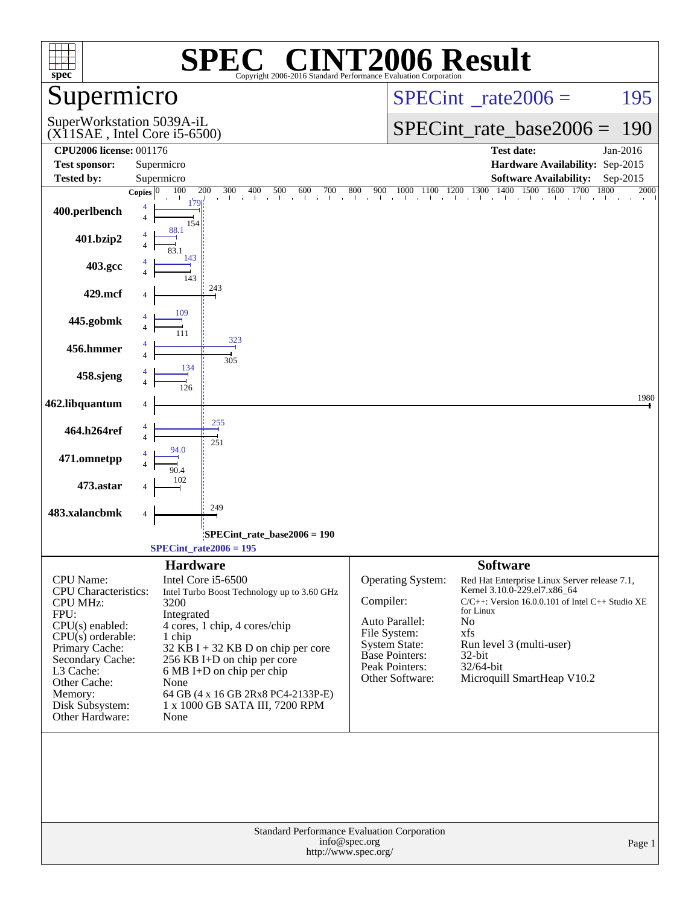# SPEC CINT2006 Result

Copyright 2006-2016 Standard Performance Evaluation Corporation

## Supermicro

SuperWorkstation 5039A-iL
(X11SAE , Intel Core i5-6500)

SPECint_rate2006 = 195

SPECint_rate_base2006 = 190

| | | | |
|---|---|---|---|
| **CPU2006 license:** 001176 | | **Test date:** | Jan-2016 |
| **Test sponsor:** | Supermicro | **Hardware Availability:** | Sep-2015 |
| **Tested by:** | Supermicro | **Software Availability:** | Sep-2015 |

| Benchmark | Copies | Peak | Base |
|---|---|---|---|
| 400.perlbench | 4 | 179 | 154 |
| 401.bzip2 | 4 | 88.1 | 83.1 |
| 403.gcc | 4 | 143 | 143 |
| 429.mcf | 4 | | 243 |
| 445.gobmk | 4 | 109 | 111 |
| 456.hmmer | 4 | 323 | 305 |
| 458.sjeng | 4 | 134 | 126 |
| 462.libquantum | 4 | | 1980 |
| 464.h264ref | 4 | 255 | 251 |
| 471.omnetpp | 4 | 94.0 | 90.4 |
| 473.astar | 4 | | 102 |
| 483.xalancbmk | 4 | | 249 |

SPECint_rate_base2006 = 190

SPECint_rate2006 = 195

### Hardware

| | |
|---|---|
| CPU Name: | Intel Core i5-6500 |
| CPU Characteristics: | Intel Turbo Boost Technology up to 3.60 GHz |
| CPU MHz: | 3200 |
| FPU: | Integrated |
| CPU(s) enabled: | 4 cores, 1 chip, 4 cores/chip |
| CPU(s) orderable: | 1 chip |
| Primary Cache: | 32 KB I + 32 KB D on chip per core |
| Secondary Cache: | 256 KB I+D on chip per core |
| L3 Cache: | 6 MB I+D on chip per chip |
| Other Cache: | None |
| Memory: | 64 GB (4 x 16 GB 2Rx8 PC4-2133P-E) |
| Disk Subsystem: | 1 x 1000 GB SATA III, 7200 RPM |
| Other Hardware: | None |

### Software

| | |
|---|---|
| Operating System: | Red Hat Enterprise Linux Server release 7.1, Kernel 3.10.0-229.el7.x86_64 |
| Compiler: | C/C++: Version 16.0.0.101 of Intel C++ Studio XE for Linux |
| Auto Parallel: | No |
| File System: | xfs |
| System State: | Run level 3 (multi-user) |
| Base Pointers: | 32-bit |
| Peak Pointers: | 32/64-bit |
| Other Software: | Microquill SmartHeap V10.2 |

Standard Performance Evaluation Corporation
info@spec.org
http://www.spec.org/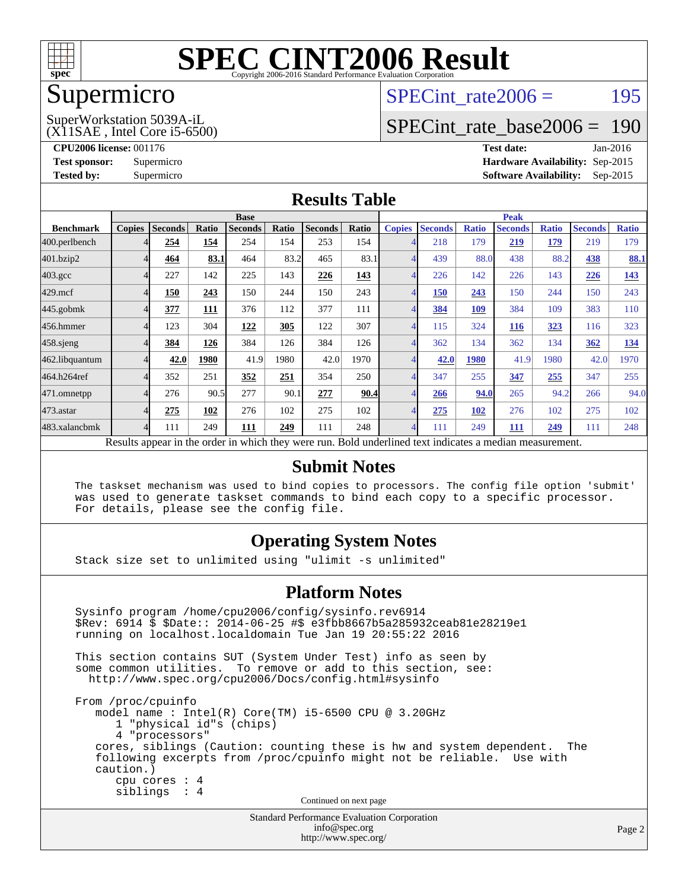# SPEC CINT2006 Result

Copyright 2006-2016 Standard Performance Evaluation Corporation

## Supermicro

SuperWorkstation 5039A-iL
(X11SAE , Intel Core i5-6500)

SPECint_rate2006 = 195

SPECint_rate_base2006 = 190

**CPU2006 license:** 001176
**Test sponsor:** Supermicro
**Tested by:** Supermicro

**Test date:** Jan-2016
**Hardware Availability:** Sep-2015
**Software Availability:** Sep-2015

## Results Table

| Benchmark | Base | | | | | | | Peak | | | | | | |
|---|---|---|---|---|---|---|---|---|---|---|---|---|---|---|
| | Copies | Seconds | Ratio | Seconds | Ratio | Seconds | Ratio | Copies | Seconds | Ratio | Seconds | Ratio | Seconds | Ratio |
| 400.perlbench | 4 | **254** | **154** | 254 | 154 | 253 | 154 | 4 | 218 | 179 | **219** | **179** | 219 | 179 |
| 401.bzip2 | 4 | **464** | **83.1** | 464 | 83.2 | 465 | 83.1 | 4 | 439 | 88.0 | 438 | 88.2 | **438** | **88.1** |
| 403.gcc | 4 | 227 | 142 | 225 | 143 | **226** | **143** | 4 | 226 | 142 | 226 | 143 | **226** | **143** |
| 429.mcf | 4 | **150** | **243** | 150 | 244 | 150 | 243 | 4 | **150** | **243** | 150 | 244 | 150 | 243 |
| 445.gobmk | 4 | **377** | **111** | 376 | 112 | 377 | 111 | 4 | **384** | **109** | 384 | 109 | 383 | 110 |
| 456.hmmer | 4 | 123 | 304 | **122** | **305** | 122 | 307 | 4 | 115 | 324 | **116** | **323** | 116 | 323 |
| 458.sjeng | 4 | **384** | **126** | 384 | 126 | 384 | 126 | 4 | 362 | 134 | 362 | 134 | **362** | **134** |
| 462.libquantum | 4 | **42.0** | **1980** | 41.9 | 1980 | 42.0 | 1970 | 4 | **42.0** | **1980** | 41.9 | 1980 | 42.0 | 1970 |
| 464.h264ref | 4 | 352 | 251 | **352** | **251** | 354 | 250 | 4 | 347 | 255 | **347** | **255** | 347 | 255 |
| 471.omnetpp | 4 | 276 | 90.5 | 277 | 90.1 | **277** | **90.4** | 4 | **266** | **94.0** | 265 | 94.2 | 266 | 94.0 |
| 473.astar | 4 | **275** | **102** | 276 | 102 | 275 | 102 | 4 | **275** | **102** | 276 | 102 | 275 | 102 |
| 483.xalancbmk | 4 | 111 | 249 | **111** | **249** | 111 | 248 | 4 | 111 | 249 | **111** | **249** | 111 | 248 |

Results appear in the order in which they were run. Bold underlined text indicates a median measurement.

## Submit Notes

```
The taskset mechanism was used to bind copies to processors. The config file option 'submit'
was used to generate taskset commands to bind each copy to a specific processor.
For details, please see the config file.
```

## Operating System Notes

```
Stack size set to unlimited using "ulimit -s unlimited"
```

## Platform Notes

```
Sysinfo program /home/cpu2006/config/sysinfo.rev6914
$Rev: 6914 $ $Date:: 2014-06-25 #$ e3fbb8667b5a285932ceab81e28219e1
running on localhost.localdomain Tue Jan 19 20:55:22 2016

This section contains SUT (System Under Test) info as seen by
some common utilities.  To remove or add to this section, see:
  http://www.spec.org/cpu2006/Docs/config.html#sysinfo

From /proc/cpuinfo
   model name : Intel(R) Core(TM) i5-6500 CPU @ 3.20GHz
      1 "physical id"s (chips)
      4 "processors"
   cores, siblings (Caution: counting these is hw and system dependent.  The
   following excerpts from /proc/cpuinfo might not be reliable.  Use with
   caution.)
      cpu cores : 4
      siblings  : 4
```

Continued on next page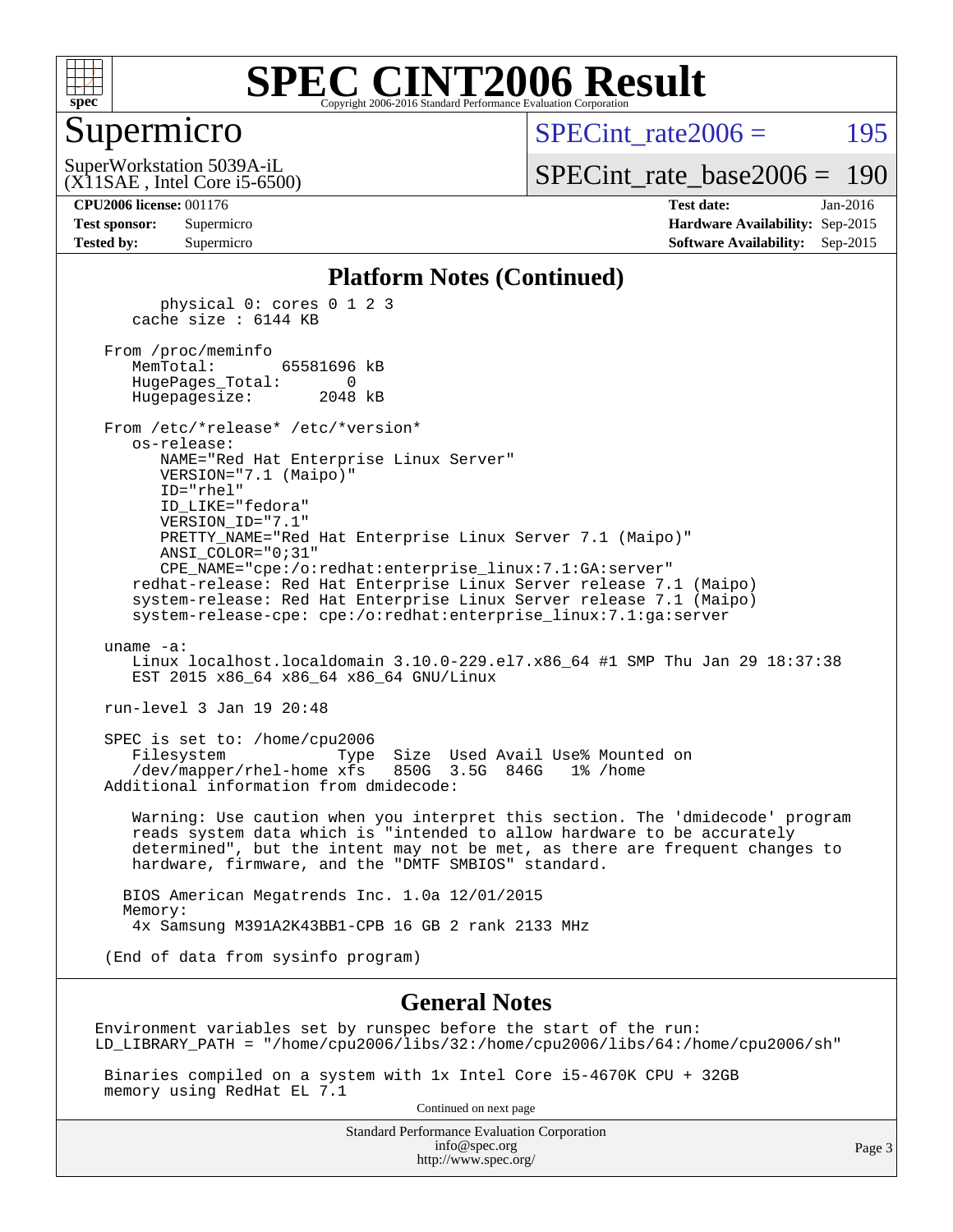# SPEC CINT2006 Result

Copyright 2006-2016 Standard Performance Evaluation Corporation

## Supermicro

SuperWorkstation 5039A-iL
(X11SAE , Intel Core i5-6500)

SPECint_rate2006 = 195

SPECint_rate_base2006 = 190

**CPU2006 license:** 001176
**Test sponsor:** Supermicro
**Tested by:** Supermicro

**Test date:** Jan-2016
**Hardware Availability:** Sep-2015
**Software Availability:** Sep-2015

### Platform Notes (Continued)

```
        physical 0: cores 0 1 2 3
     cache size : 6144 KB

  From /proc/meminfo
     MemTotal:       65581696 kB
     HugePages_Total:       0
     Hugepagesize:       2048 kB

  From /etc/*release* /etc/*version*
     os-release:
        NAME="Red Hat Enterprise Linux Server"
        VERSION="7.1 (Maipo)"
        ID="rhel"
        ID_LIKE="fedora"
        VERSION_ID="7.1"
        PRETTY_NAME="Red Hat Enterprise Linux Server 7.1 (Maipo)"
        ANSI_COLOR="0;31"
        CPE_NAME="cpe:/o:redhat:enterprise_linux:7.1:GA:server"
     redhat-release: Red Hat Enterprise Linux Server release 7.1 (Maipo)
     system-release: Red Hat Enterprise Linux Server release 7.1 (Maipo)
     system-release-cpe: cpe:/o:redhat:enterprise_linux:7.1:ga:server

  uname -a:
     Linux localhost.localdomain 3.10.0-229.el7.x86_64 #1 SMP Thu Jan 29 18:37:38
     EST 2015 x86_64 x86_64 x86_64 GNU/Linux

  run-level 3 Jan 19 20:48

  SPEC is set to: /home/cpu2006
     Filesystem            Type  Size  Used Avail Use% Mounted on
     /dev/mapper/rhel-home xfs   850G  3.5G  846G   1% /home
  Additional information from dmidecode:

     Warning: Use caution when you interpret this section. The 'dmidecode' program
     reads system data which is "intended to allow hardware to be accurately
     determined", but the intent may not be met, as there are frequent changes to
     hardware, firmware, and the "DMTF SMBIOS" standard.

    BIOS American Megatrends Inc. 1.0a 12/01/2015
    Memory:
     4x Samsung M391A2K43BB1-CPB 16 GB 2 rank 2133 MHz

  (End of data from sysinfo program)
```

### General Notes

```
Environment variables set by runspec before the start of the run:
LD_LIBRARY_PATH = "/home/cpu2006/libs/32:/home/cpu2006/libs/64:/home/cpu2006/sh"

 Binaries compiled on a system with 1x Intel Core i5-4670K CPU + 32GB
 memory using RedHat EL 7.1
```

Continued on next page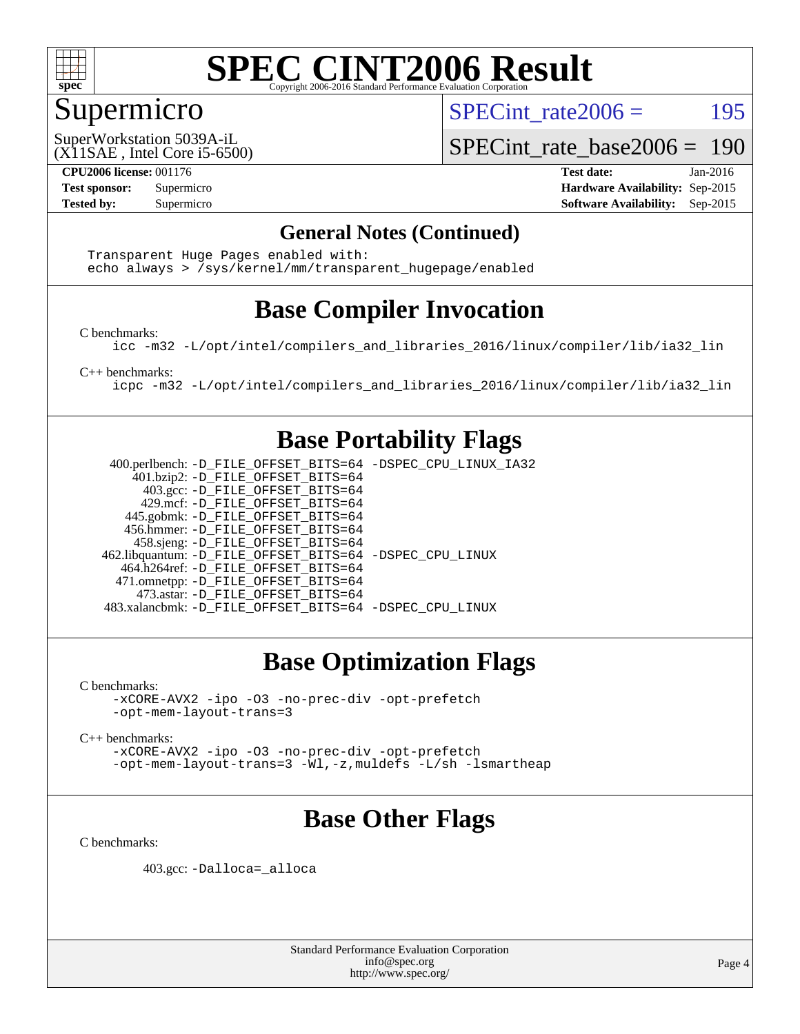# SPEC CINT2006 Result

Copyright 2006-2016 Standard Performance Evaluation Corporation

## Supermicro

SuperWorkstation 5039A-iL
(X11SAE , Intel Core i5-6500)

SPECint_rate2006 = 195

SPECint_rate_base2006 = 190

**CPU2006 license:** 001176
**Test sponsor:** Supermicro
**Tested by:** Supermicro

**Test date:** Jan-2016
**Hardware Availability:** Sep-2015
**Software Availability:** Sep-2015

### General Notes (Continued)

```
Transparent Huge Pages enabled with:
echo always > /sys/kernel/mm/transparent_hugepage/enabled
```

## Base Compiler Invocation

C benchmarks:

```
icc -m32 -L/opt/intel/compilers_and_libraries_2016/linux/compiler/lib/ia32_lin
```

C++ benchmarks:

```
icpc -m32 -L/opt/intel/compilers_and_libraries_2016/linux/compiler/lib/ia32_lin
```

## Base Portability Flags

400.perlbench: -D_FILE_OFFSET_BITS=64 -DSPEC_CPU_LINUX_IA32
401.bzip2: -D_FILE_OFFSET_BITS=64
403.gcc: -D_FILE_OFFSET_BITS=64
429.mcf: -D_FILE_OFFSET_BITS=64
445.gobmk: -D_FILE_OFFSET_BITS=64
456.hmmer: -D_FILE_OFFSET_BITS=64
458.sjeng: -D_FILE_OFFSET_BITS=64
462.libquantum: -D_FILE_OFFSET_BITS=64 -DSPEC_CPU_LINUX
464.h264ref: -D_FILE_OFFSET_BITS=64
471.omnetpp: -D_FILE_OFFSET_BITS=64
473.astar: -D_FILE_OFFSET_BITS=64
483.xalancbmk: -D_FILE_OFFSET_BITS=64 -DSPEC_CPU_LINUX

## Base Optimization Flags

C benchmarks:

```
-xCORE-AVX2 -ipo -O3 -no-prec-div -opt-prefetch
-opt-mem-layout-trans=3
```

C++ benchmarks:

```
-xCORE-AVX2 -ipo -O3 -no-prec-div -opt-prefetch
-opt-mem-layout-trans=3 -Wl,-z,muldefs -L/sh -lsmartheap
```

## Base Other Flags

C benchmarks:

403.gcc: -Dalloca=_alloca

Standard Performance Evaluation Corporation
info@spec.org
http://www.spec.org/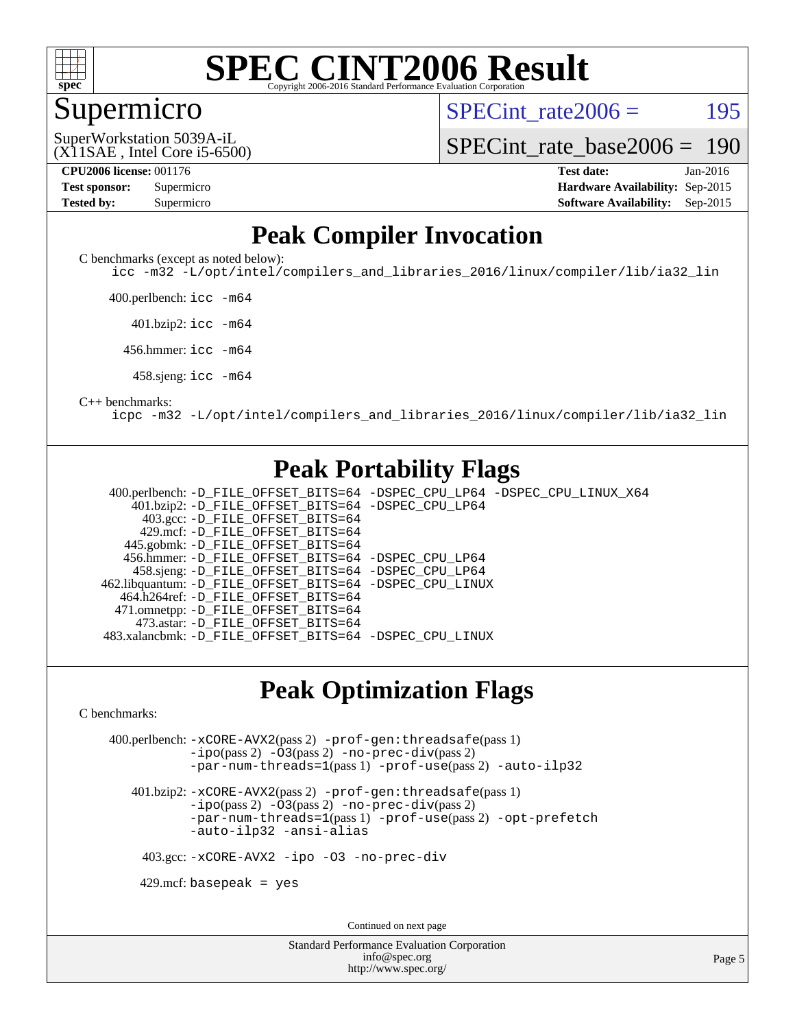# SPEC CINT2006 Result

Copyright 2006-2016 Standard Performance Evaluation Corporation

## Supermicro

SuperWorkstation 5039A-iL
(X11SAE , Intel Core i5-6500)

SPECint_rate2006 = 195

SPECint_rate_base2006 = 190

| **CPU2006 license:** 001176 | **Test date:** Jan-2016 |
|---|---|
| **Test sponsor:** Supermicro | **Hardware Availability:** Sep-2015 |
| **Tested by:** Supermicro | **Software Availability:** Sep-2015 |

## Peak Compiler Invocation

C benchmarks (except as noted below):

```
icc -m32 -L/opt/intel/compilers_and_libraries_2016/linux/compiler/lib/ia32_lin
```

400.perlbench: `icc -m64`

401.bzip2: `icc -m64`

456.hmmer: `icc -m64`

458.sjeng: `icc -m64`

C++ benchmarks:

```
icpc -m32 -L/opt/intel/compilers_and_libraries_2016/linux/compiler/lib/ia32_lin
```

## Peak Portability Flags

400.perlbench: -D_FILE_OFFSET_BITS=64 -DSPEC_CPU_LP64 -DSPEC_CPU_LINUX_X64
401.bzip2: -D_FILE_OFFSET_BITS=64 -DSPEC_CPU_LP64
403.gcc: -D_FILE_OFFSET_BITS=64
429.mcf: -D_FILE_OFFSET_BITS=64
445.gobmk: -D_FILE_OFFSET_BITS=64
456.hmmer: -D_FILE_OFFSET_BITS=64 -DSPEC_CPU_LP64
458.sjeng: -D_FILE_OFFSET_BITS=64 -DSPEC_CPU_LP64
462.libquantum: -D_FILE_OFFSET_BITS=64 -DSPEC_CPU_LINUX
464.h264ref: -D_FILE_OFFSET_BITS=64
471.omnetpp: -D_FILE_OFFSET_BITS=64
473.astar: -D_FILE_OFFSET_BITS=64
483.xalancbmk: -D_FILE_OFFSET_BITS=64 -DSPEC_CPU_LINUX

## Peak Optimization Flags

C benchmarks:

400.perlbench: -xCORE-AVX2(pass 2) -prof-gen:threadsafe(pass 1) -ipo(pass 2) -O3(pass 2) -no-prec-div(pass 2) -par-num-threads=1(pass 1) -prof-use(pass 2) -auto-ilp32

401.bzip2: -xCORE-AVX2(pass 2) -prof-gen:threadsafe(pass 1) -ipo(pass 2) -O3(pass 2) -no-prec-div(pass 2) -par-num-threads=1(pass 1) -prof-use(pass 2) -opt-prefetch -auto-ilp32 -ansi-alias

403.gcc: -xCORE-AVX2 -ipo -O3 -no-prec-div

429.mcf: basepeak = yes

Continued on next page

Standard Performance Evaluation Corporation
info@spec.org
http://www.spec.org/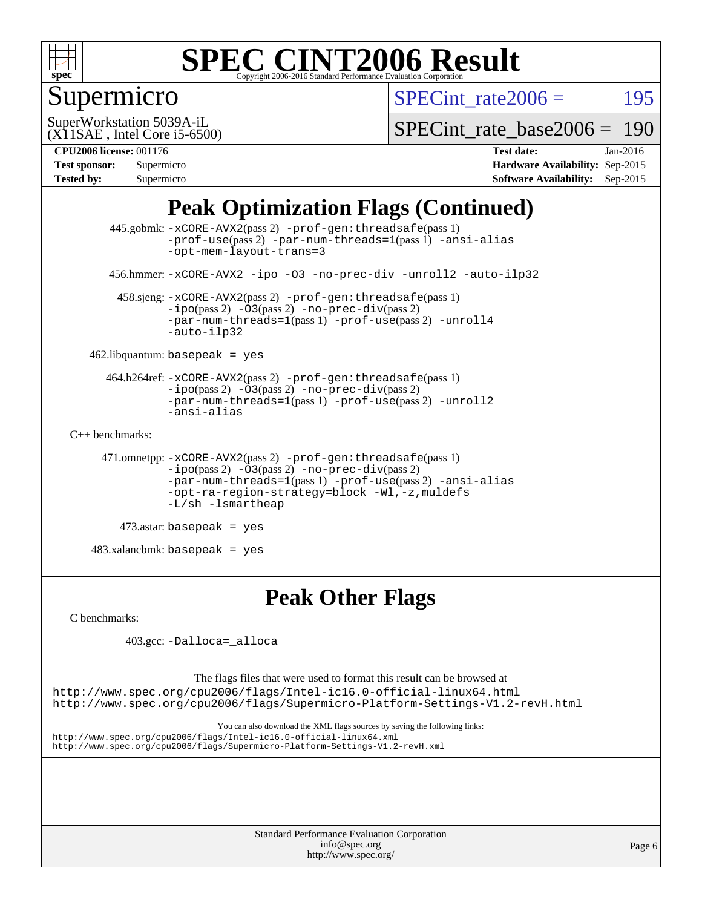# SPEC CINT2006 Result

Copyright 2006-2016 Standard Performance Evaluation Corporation

## Supermicro

SuperWorkstation 5039A-iL
(X11SAE , Intel Core i5-6500)

SPECint_rate2006 = 195

SPECint_rate_base2006 = 190

**CPU2006 license:** 001176
**Test sponsor:** Supermicro
**Tested by:** Supermicro

**Test date:** Jan-2016
**Hardware Availability:** Sep-2015
**Software Availability:** Sep-2015

## Peak Optimization Flags (Continued)

445.gobmk: -xCORE-AVX2(pass 2) -prof-gen:threadsafe(pass 1) -prof-use(pass 2) -par-num-threads=1(pass 1) -ansi-alias -opt-mem-layout-trans=3

456.hmmer: -xCORE-AVX2 -ipo -O3 -no-prec-div -unroll2 -auto-ilp32

458.sjeng: -xCORE-AVX2(pass 2) -prof-gen:threadsafe(pass 1) -ipo(pass 2) -O3(pass 2) -no-prec-div(pass 2) -par-num-threads=1(pass 1) -prof-use(pass 2) -unroll4 -auto-ilp32

462.libquantum: basepeak = yes

464.h264ref: -xCORE-AVX2(pass 2) -prof-gen:threadsafe(pass 1) -ipo(pass 2) -O3(pass 2) -no-prec-div(pass 2) -par-num-threads=1(pass 1) -prof-use(pass 2) -unroll2 -ansi-alias

C++ benchmarks:

471.omnetpp: -xCORE-AVX2(pass 2) -prof-gen:threadsafe(pass 1) -ipo(pass 2) -O3(pass 2) -no-prec-div(pass 2) -par-num-threads=1(pass 1) -prof-use(pass 2) -ansi-alias -opt-ra-region-strategy=block -Wl,-z,muldefs -L/sh -lsmartheap

473.astar: basepeak = yes

483.xalancbmk: basepeak = yes

## Peak Other Flags

C benchmarks:

403.gcc: -Dalloca=_alloca

The flags files that were used to format this result can be browsed at
http://www.spec.org/cpu2006/flags/Intel-ic16.0-official-linux64.html
http://www.spec.org/cpu2006/flags/Supermicro-Platform-Settings-V1.2-revH.html

You can also download the XML flags sources by saving the following links:
http://www.spec.org/cpu2006/flags/Intel-ic16.0-official-linux64.xml
http://www.spec.org/cpu2006/flags/Supermicro-Platform-Settings-V1.2-revH.xml

Standard Performance Evaluation Corporation
info@spec.org
http://www.spec.org/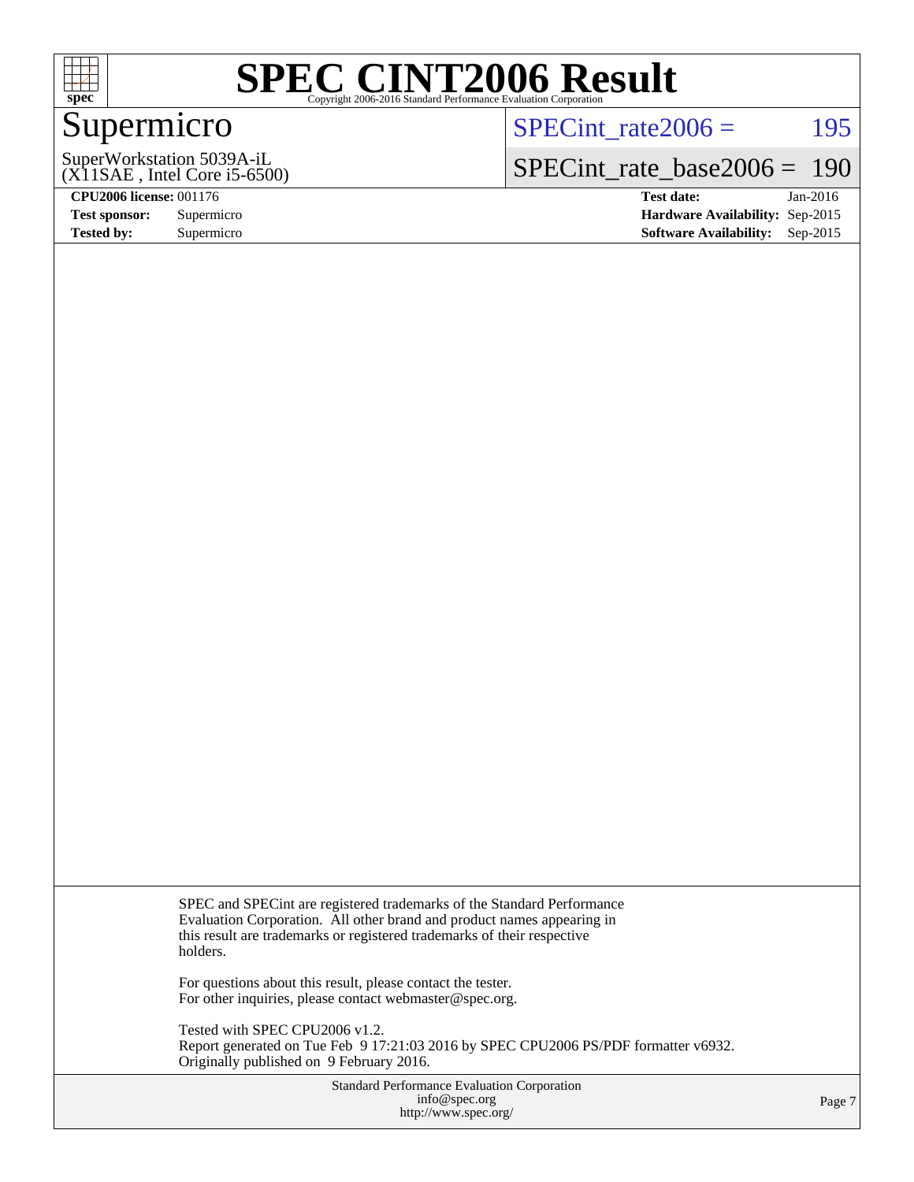SPEC and SPECint are registered trademarks of the Standard Performance Evaluation Corporation. All other brand and product names appearing in this result are trademarks or registered trademarks of their respective holders.

For questions about this result, please contact the tester.
For other inquiries, please contact webmaster@spec.org.

Tested with SPEC CPU2006 v1.2.
Report generated on Tue Feb 9 17:21:03 2016 by SPEC CPU2006 PS/PDF formatter v6932.
Originally published on 9 February 2016.